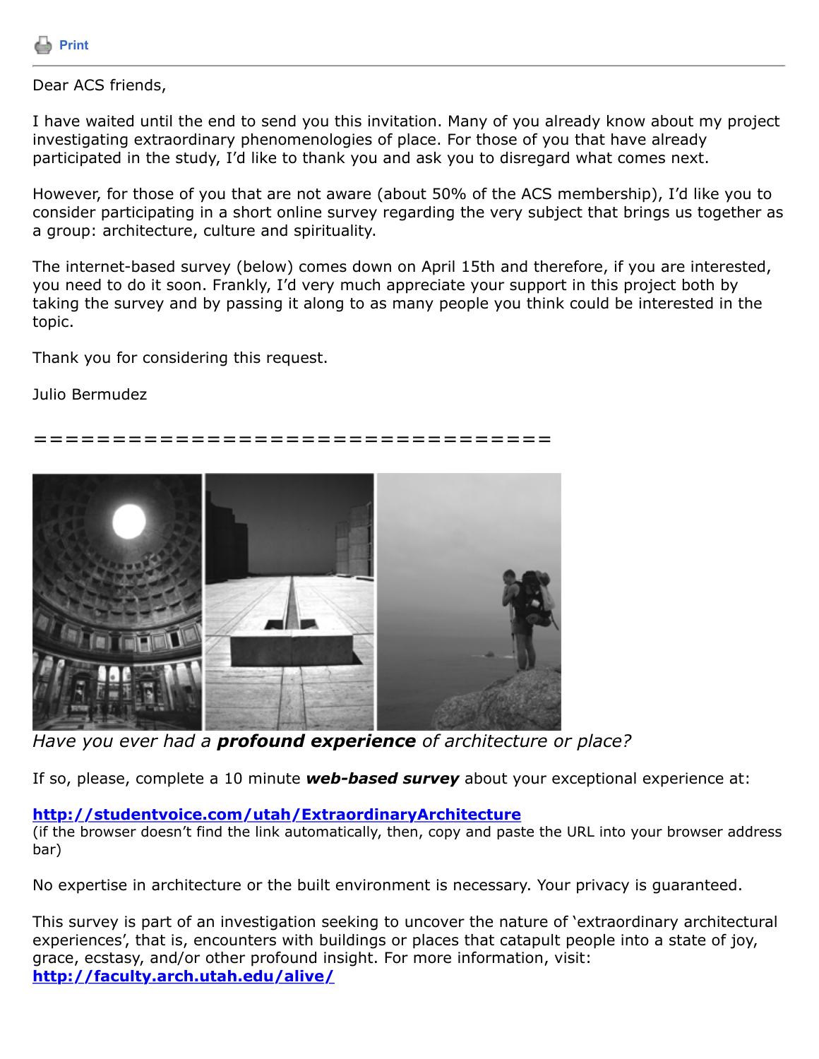Print

---

Dear ACS friends,

I have waited until the end to send you this invitation. Many of you already know about my project investigating extraordinary phenomenologies of place. For those of you that have already participated in the study, I'd like to thank you and ask you to disregard what comes next.

However, for those of you that are not aware (about 50% of the ACS membership), I'd like you to consider participating in a short online survey regarding the very subject that brings us together as a group: architecture, culture and spirituality.

The internet-based survey (below) comes down on April 15th and therefore, if you are interested, you need to do it soon. Frankly, I'd very much appreciate your support in this project both by taking the survey and by passing it along to as many people you think could be interested in the topic.

Thank you for considering this request.

Julio Bermudez

==================================

*Have you ever had a **profound experience** of architecture or place?*

If so, please, complete a 10 minute ***web-based survey*** about your exceptional experience at:

**http://studentvoice.com/utah/ExtraordinaryArchitecture**
(if the browser doesn't find the link automatically, then, copy and paste the URL into your browser address bar)

No expertise in architecture or the built environment is necessary. Your privacy is guaranteed.

This survey is part of an investigation seeking to uncover the nature of 'extraordinary architectural experiences', that is, encounters with buildings or places that catapult people into a state of joy, grace, ecstasy, and/or other profound insight. For more information, visit:
**http://faculty.arch.utah.edu/alive/**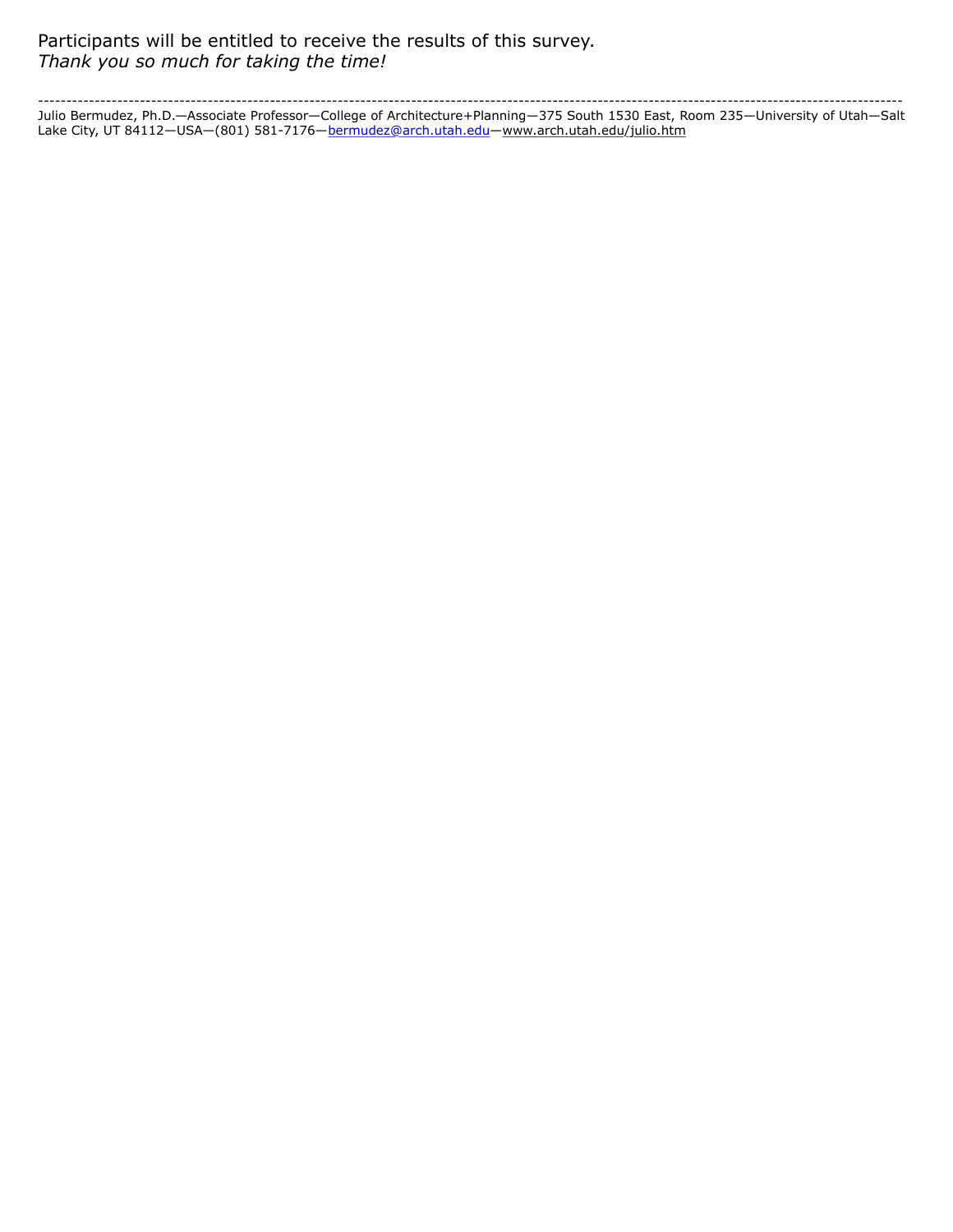Participants will be entitled to receive the results of this survey.
*Thank you so much for taking the time!*

---

Julio Bermudez, Ph.D.—Associate Professor—College of Architecture+Planning—375 South 1530 East, Room 235—University of Utah—Salt Lake City, UT 84112—USA—(801) 581-7176—bermudez@arch.utah.edu—www.arch.utah.edu/julio.htm